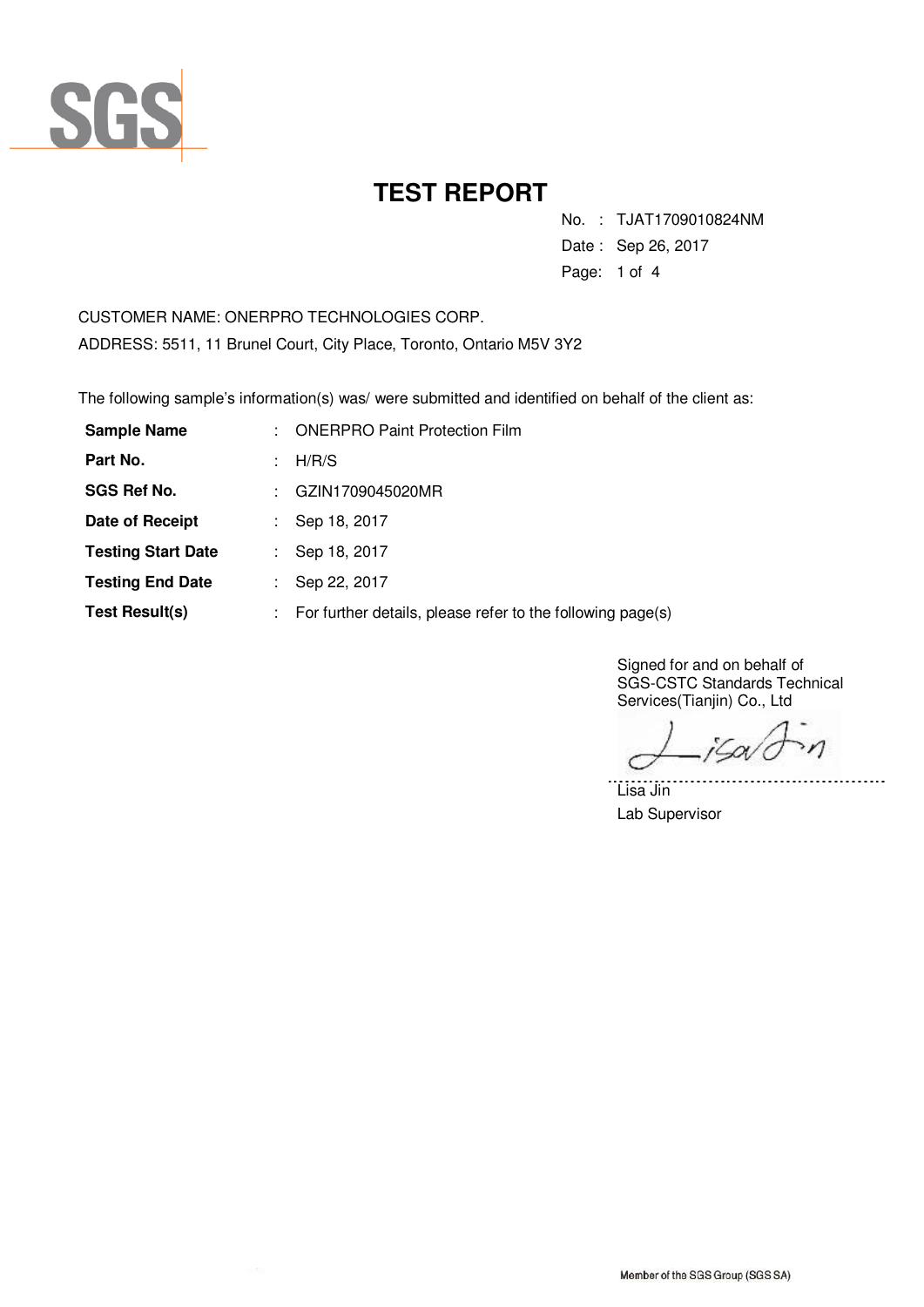SGS

# TEST REPORT

No. : TJAT1709010824NM
Date : Sep 26, 2017

CUSTOMER NAME: ONERPRO TECHNOLOGIES CORP.
ADDRESS: 5511, 11 Brunel Court, City Place, Toronto, Ontario M5V 3Y2

The following sample's information(s) was/ were submitted and identified on behalf of the client as:

| | | |
|---|---|---|
| **Sample Name** | : | ONERPRO Paint Protection Film |
| **Part No.** | : | H/R/S |
| **SGS Ref No.** | : | GZIN1709045020MR |
| **Date of Receipt** | : | Sep 18, 2017 |
| **Testing Start Date** | : | Sep 18, 2017 |
| **Testing End Date** | : | Sep 22, 2017 |
| **Test Result(s)** | : | For further details, please refer to the following page(s) |

Signed for and on behalf of
SGS-CSTC Standards Technical Services(Tianjin) Co., Ltd

Lisa Jin
Lab Supervisor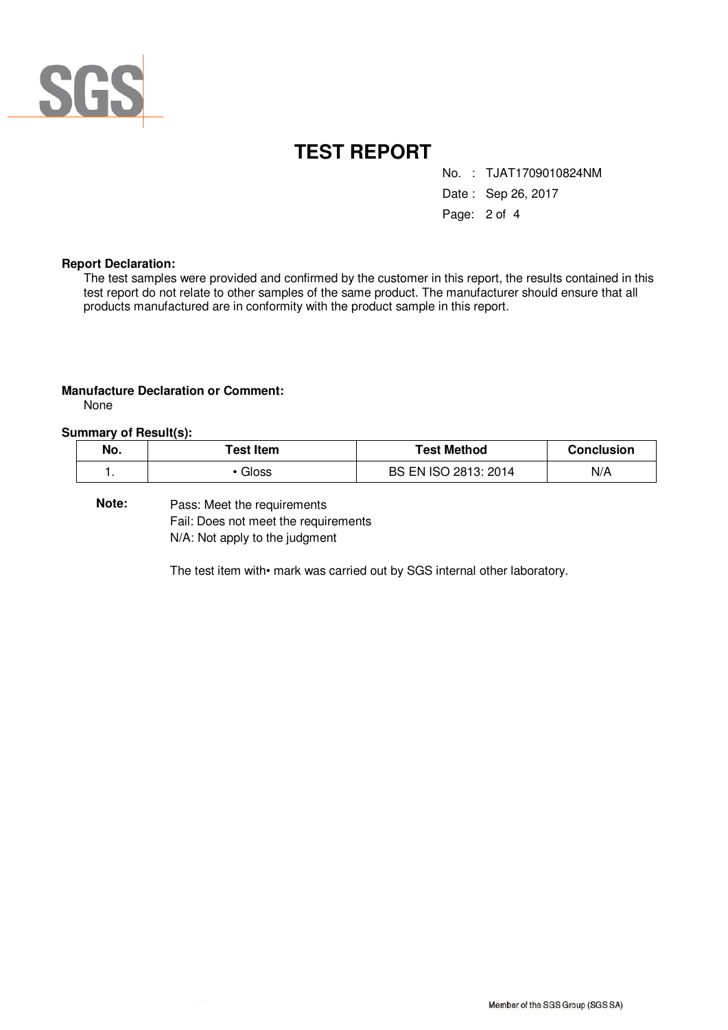# TEST REPORT

No. : TJAT1709010824NM

Date : Sep 26, 2017

**Report Declaration:**

The test samples were provided and confirmed by the customer in this report, the results contained in this test report do not relate to other samples of the same product. The manufacturer should ensure that all products manufactured are in conformity with the product sample in this report.

**Manufacture Declaration or Comment:**

None

**Summary of Result(s):**

| No. | Test Item | Test Method | Conclusion |
|---|---|---|---|
| 1. | • Gloss | BS EN ISO 2813: 2014 | N/A |

**Note:** Pass: Meet the requirements
Fail: Does not meet the requirements
N/A: Not apply to the judgment

The test item with• mark was carried out by SGS internal other laboratory.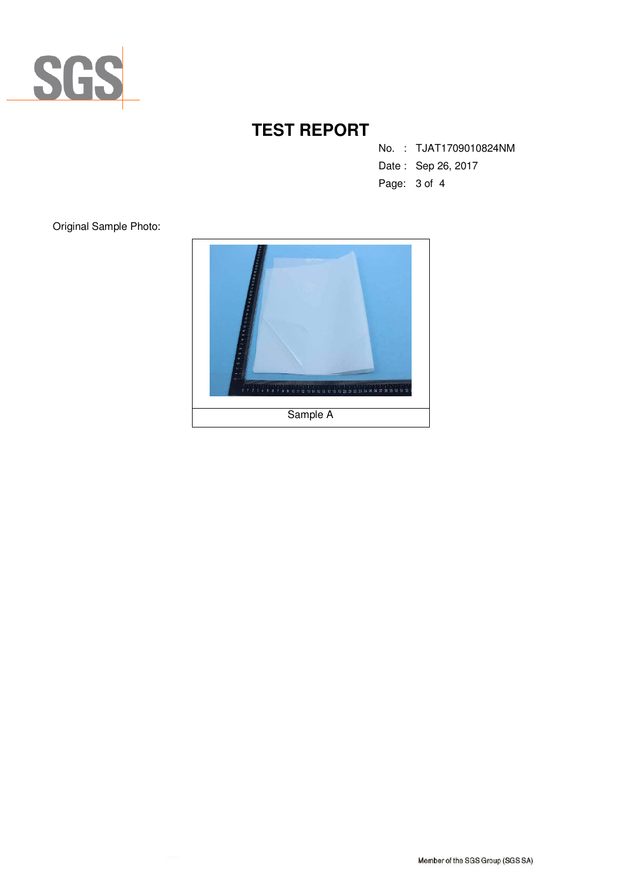# TEST REPORT

No. : TJAT1709010824NM
Date : Sep 26, 2017

Original Sample Photo:

Sample A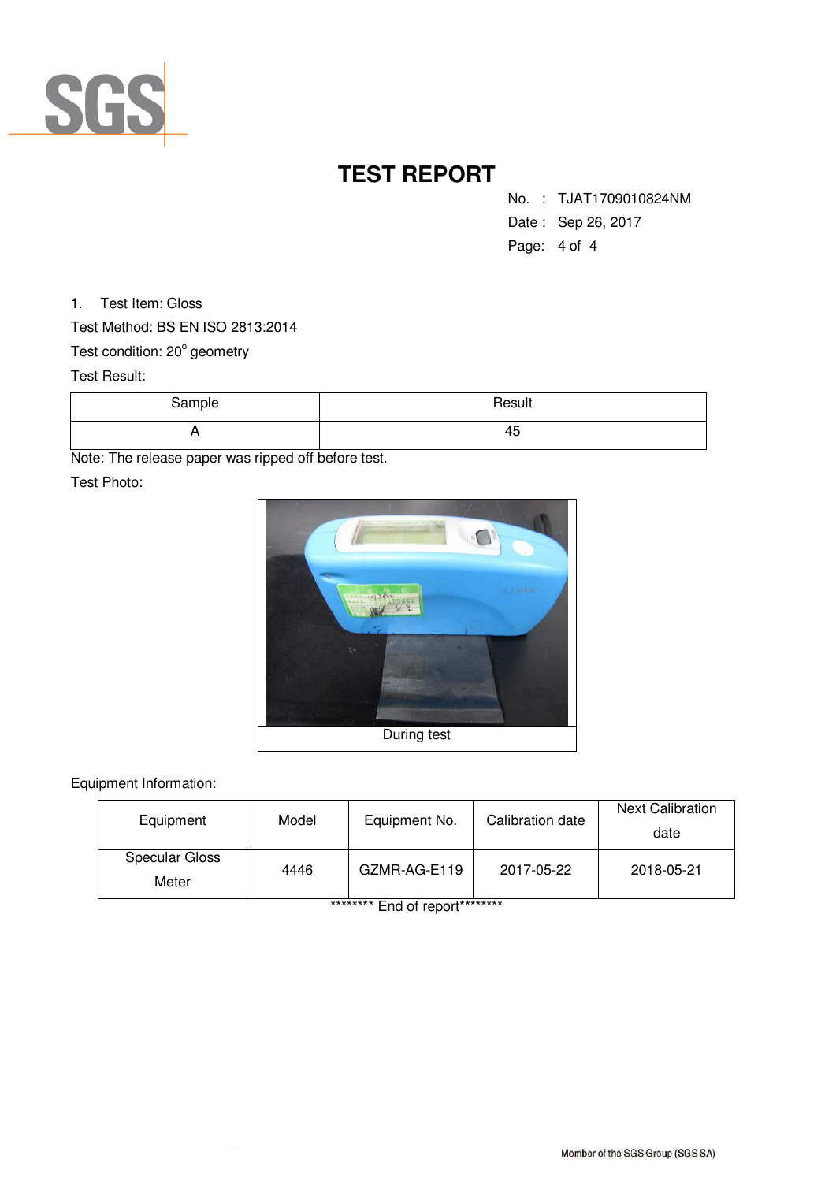# TEST REPORT

No. : TJAT1709010824NM

Date : Sep 26, 2017

1. Test Item: Gloss

Test Method: BS EN ISO 2813:2014

Test condition: 20° geometry

Test Result:

| Sample | Result |
|---|---|
| A | 45 |

Note: The release paper was ripped off before test.

Test Photo:

During test

Equipment Information:

| Equipment | Model | Equipment No. | Calibration date | Next Calibration date |
|---|---|---|---|---|
| Specular Gloss Meter | 4446 | GZMR-AG-E119 | 2017-05-22 | 2018-05-21 |

******** End of report********